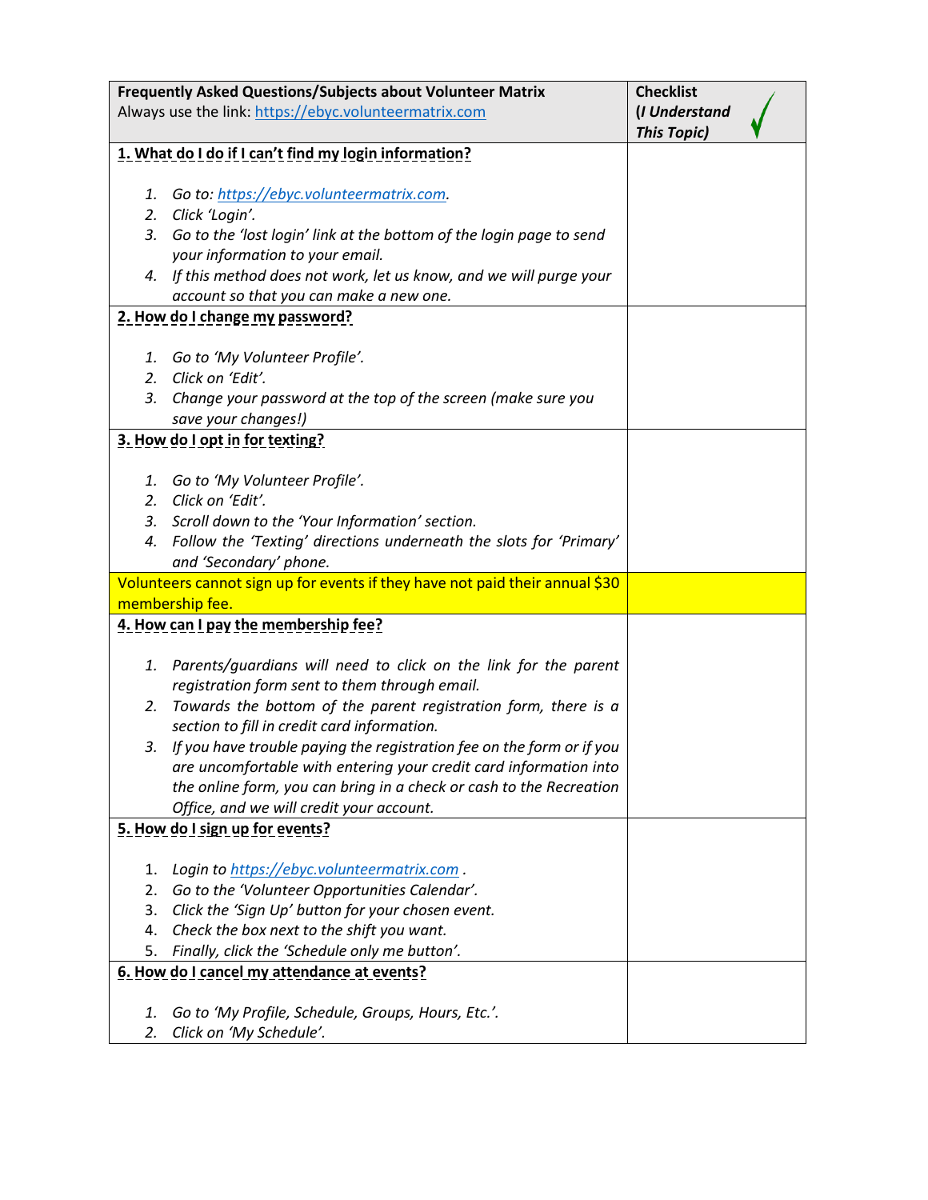| Frequently Asked Questions/Subjects about Volunteer Matrix<br>Always use the link: https://ebyc.volunteermatrix.com | Checklist<br>***(I Understand This Topic)*** ✓ |
|---|---|
| **1. What do I do if I can't find my login information?**<br><br>*1. Go to: https://ebyc.volunteermatrix.com.*<br>*2. Click 'Login'.*<br>*3. Go to the 'lost login' link at the bottom of the login page to send your information to your email.*<br>*4. If this method does not work, let us know, and we will purge your account so that you can make a new one.* | |
| **2. How do I change my password?**<br><br>*1. Go to 'My Volunteer Profile'.*<br>*2. Click on 'Edit'.*<br>*3. Change your password at the top of the screen (make sure you save your changes!)* | |
| **3. How do I opt in for texting?**<br><br>*1. Go to 'My Volunteer Profile'.*<br>*2. Click on 'Edit'.*<br>*3. Scroll down to the 'Your Information' section.*<br>*4. Follow the 'Texting' directions underneath the slots for 'Primary' and 'Secondary' phone.* | |
| Volunteers cannot sign up for events if they have not paid their annual $30 membership fee. | |
| **4. How can I pay the membership fee?**<br><br>*1. Parents/guardians will need to click on the link for the parent registration form sent to them through email.*<br>*2. Towards the bottom of the parent registration form, there is a section to fill in credit card information.*<br>*3. If you have trouble paying the registration fee on the form or if you are uncomfortable with entering your credit card information into the online form, you can bring in a check or cash to the Recreation Office, and we will credit your account.* | |
| **5. How do I sign up for events?**<br><br>1. *Login to https://ebyc.volunteermatrix.com .*<br>2. *Go to the 'Volunteer Opportunities Calendar'.*<br>3. *Click the 'Sign Up' button for your chosen event.*<br>4. *Check the box next to the shift you want.*<br>5. *Finally, click the 'Schedule only me button'.* | |
| **6. How do I cancel my attendance at events?**<br><br>*1. Go to 'My Profile, Schedule, Groups, Hours, Etc.'.*<br>*2. Click on 'My Schedule'.* | |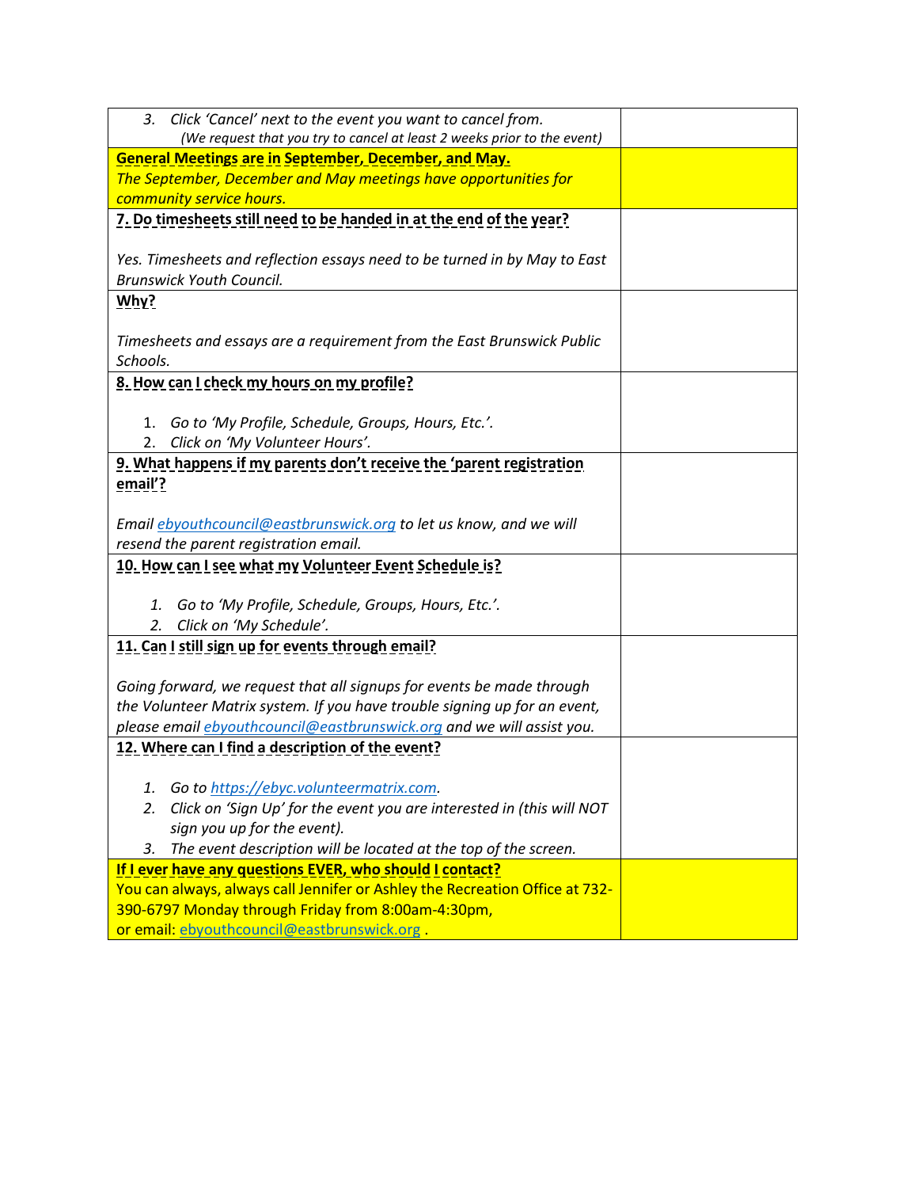| | |
|---|---|
| 3. *Click 'Cancel' next to the event you want to cancel from.* *(We request that you try to cancel at least 2 weeks prior to the event)* | |
| **General Meetings are in September, December, and May.** *The September, December and May meetings have opportunities for community service hours.* | |
| **7. Do timesheets still need to be handed in at the end of the year?** *Yes. Timesheets and reflection essays need to be turned in by May to East Brunswick Youth Council.* | |
| **Why?** *Timesheets and essays are a requirement from the East Brunswick Public Schools.* | |
| **8. How can I check my hours on my profile?** 1. *Go to 'My Profile, Schedule, Groups, Hours, Etc.'.* 2. *Click on 'My Volunteer Hours'.* | |
| **9. What happens if my parents don't receive the 'parent registration email'?** *Email ebyouthcouncil@eastbrunswick.org to let us know, and we will resend the parent registration email.* | |
| **10. How can I see what my Volunteer Event Schedule is?** 1. *Go to 'My Profile, Schedule, Groups, Hours, Etc.'.* 2. *Click on 'My Schedule'.* | |
| **11. Can I still sign up for events through email?** *Going forward, we request that all signups for events be made through the Volunteer Matrix system. If you have trouble signing up for an event, please email ebyouthcouncil@eastbrunswick.org and we will assist you.* | |
| **12. Where can I find a description of the event?** 1. *Go to https://ebyc.volunteermatrix.com.* 2. *Click on 'Sign Up' for the event you are interested in (this will NOT sign you up for the event).* 3. *The event description will be located at the top of the screen.* | |
| **If I ever have any questions EVER, who should I contact?** You can always, always call Jennifer or Ashley the Recreation Office at 732-390-6797 Monday through Friday from 8:00am-4:30pm, or email: ebyouthcouncil@eastbrunswick.org . | |